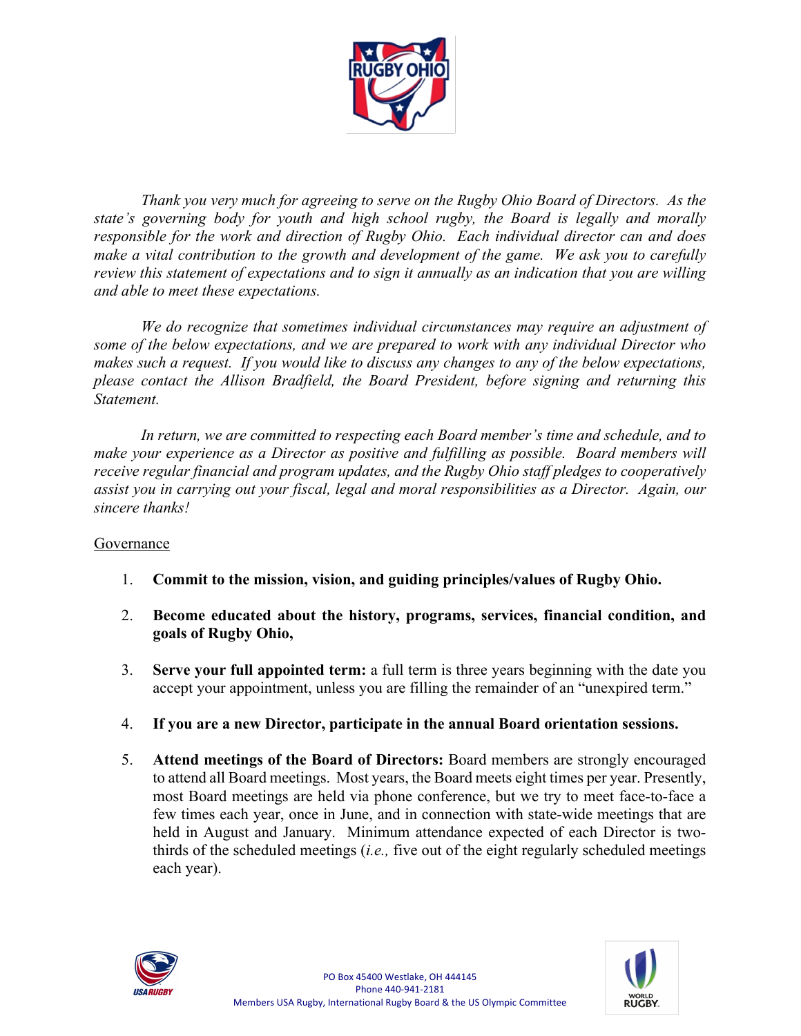*Thank you very much for agreeing to serve on the Rugby Ohio Board of Directors. As the state's governing body for youth and high school rugby, the Board is legally and morally responsible for the work and direction of Rugby Ohio. Each individual director can and does make a vital contribution to the growth and development of the game. We ask you to carefully review this statement of expectations and to sign it annually as an indication that you are willing and able to meet these expectations.*

*We do recognize that sometimes individual circumstances may require an adjustment of some of the below expectations, and we are prepared to work with any individual Director who makes such a request. If you would like to discuss any changes to any of the below expectations, please contact the Allison Bradfield, the Board President, before signing and returning this Statement.*

*In return, we are committed to respecting each Board member's time and schedule, and to make your experience as a Director as positive and fulfilling as possible. Board members will receive regular financial and program updates, and the Rugby Ohio staff pledges to cooperatively assist you in carrying out your fiscal, legal and moral responsibilities as a Director. Again, our sincere thanks!*

<u>Governance</u>

1. **Commit to the mission, vision, and guiding principles/values of Rugby Ohio.**

2. **Become educated about the history, programs, services, financial condition, and goals of Rugby Ohio,**

3. **Serve your full appointed term:** a full term is three years beginning with the date you accept your appointment, unless you are filling the remainder of an "unexpired term."

4. **If you are a new Director, participate in the annual Board orientation sessions.**

5. **Attend meetings of the Board of Directors:** Board members are strongly encouraged to attend all Board meetings. Most years, the Board meets eight times per year. Presently, most Board meetings are held via phone conference, but we try to meet face-to-face a few times each year, once in June, and in connection with state-wide meetings that are held in August and January. Minimum attendance expected of each Director is two-thirds of the scheduled meetings (*i.e.,* five out of the eight regularly scheduled meetings each year).

PO Box 45400 Westlake, OH 444145
Phone 440-941-2181
Members USA Rugby, International Rugby Board & the US Olympic Committee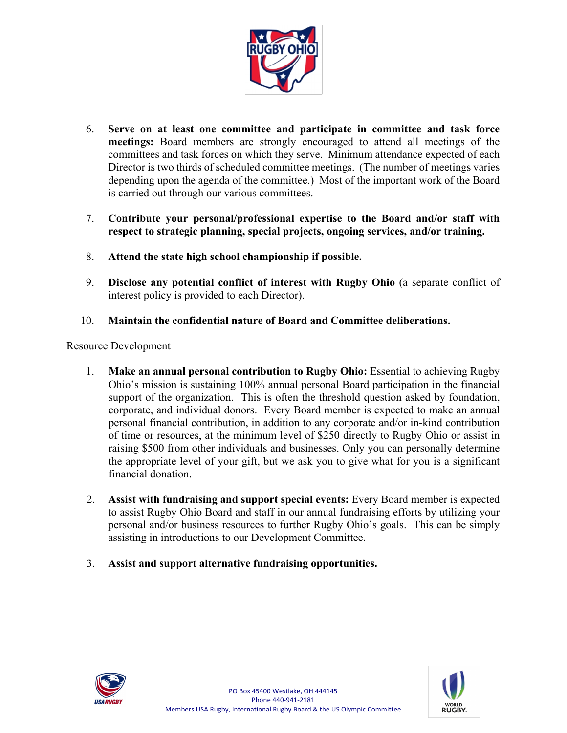6. **Serve on at least one committee and participate in committee and task force meetings:** Board members are strongly encouraged to attend all meetings of the committees and task forces on which they serve. Minimum attendance expected of each Director is two thirds of scheduled committee meetings. (The number of meetings varies depending upon the agenda of the committee.) Most of the important work of the Board is carried out through our various committees.

7. **Contribute your personal/professional expertise to the Board and/or staff with respect to strategic planning, special projects, ongoing services, and/or training.**

8. **Attend the state high school championship if possible.**

9. **Disclose any potential conflict of interest with Rugby Ohio** (a separate conflict of interest policy is provided to each Director).

10. **Maintain the confidential nature of Board and Committee deliberations.**

<u>Resource Development</u>

1. **Make an annual personal contribution to Rugby Ohio:** Essential to achieving Rugby Ohio's mission is sustaining 100% annual personal Board participation in the financial support of the organization. This is often the threshold question asked by foundation, corporate, and individual donors. Every Board member is expected to make an annual personal financial contribution, in addition to any corporate and/or in-kind contribution of time or resources, at the minimum level of $250 directly to Rugby Ohio or assist in raising $500 from other individuals and businesses. Only you can personally determine the appropriate level of your gift, but we ask you to give what for you is a significant financial donation.

2. **Assist with fundraising and support special events:** Every Board member is expected to assist Rugby Ohio Board and staff in our annual fundraising efforts by utilizing your personal and/or business resources to further Rugby Ohio's goals. This can be simply assisting in introductions to our Development Committee.

3. **Assist and support alternative fundraising opportunities.**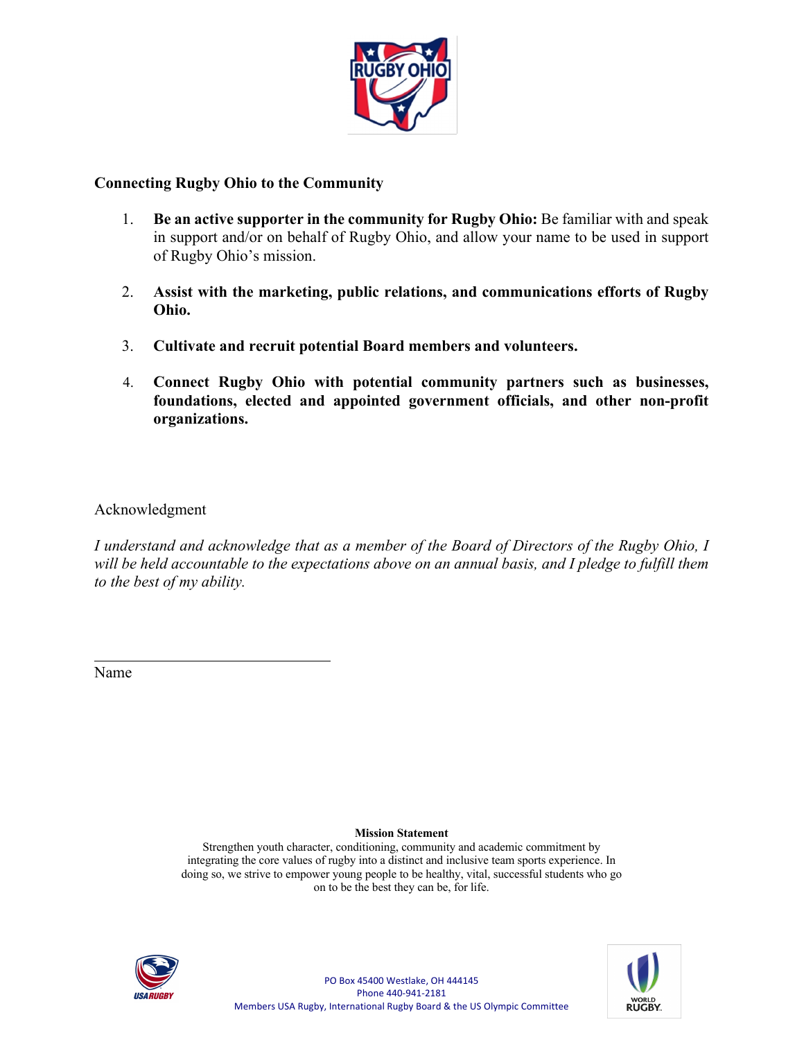**Connecting Rugby Ohio to the Community**

1. **Be an active supporter in the community for Rugby Ohio:** Be familiar with and speak in support and/or on behalf of Rugby Ohio, and allow your name to be used in support of Rugby Ohio's mission.

2. **Assist with the marketing, public relations, and communications efforts of Rugby Ohio.**

3. **Cultivate and recruit potential Board members and volunteers.**

4. **Connect Rugby Ohio with potential community partners such as businesses, foundations, elected and appointed government officials, and other non-profit organizations.**

Acknowledgment

*I understand and acknowledge that as a member of the Board of Directors of the Rugby Ohio, I will be held accountable to the expectations above on an annual basis, and I pledge to fulfill them to the best of my ability.*

\_\_\_\_\_\_\_\_\_\_\_\_\_\_\_\_\_\_\_\_\_\_\_\_\_\_\_\_\_\_\_\_

Name

**Mission Statement**

Strengthen youth character, conditioning, community and academic commitment by integrating the core values of rugby into a distinct and inclusive team sports experience. In doing so, we strive to empower young people to be healthy, vital, successful students who go on to be the best they can be, for life.

PO Box 45400 Westlake, OH 444145
Phone 440-941-2181
Members USA Rugby, International Rugby Board & the US Olympic Committee